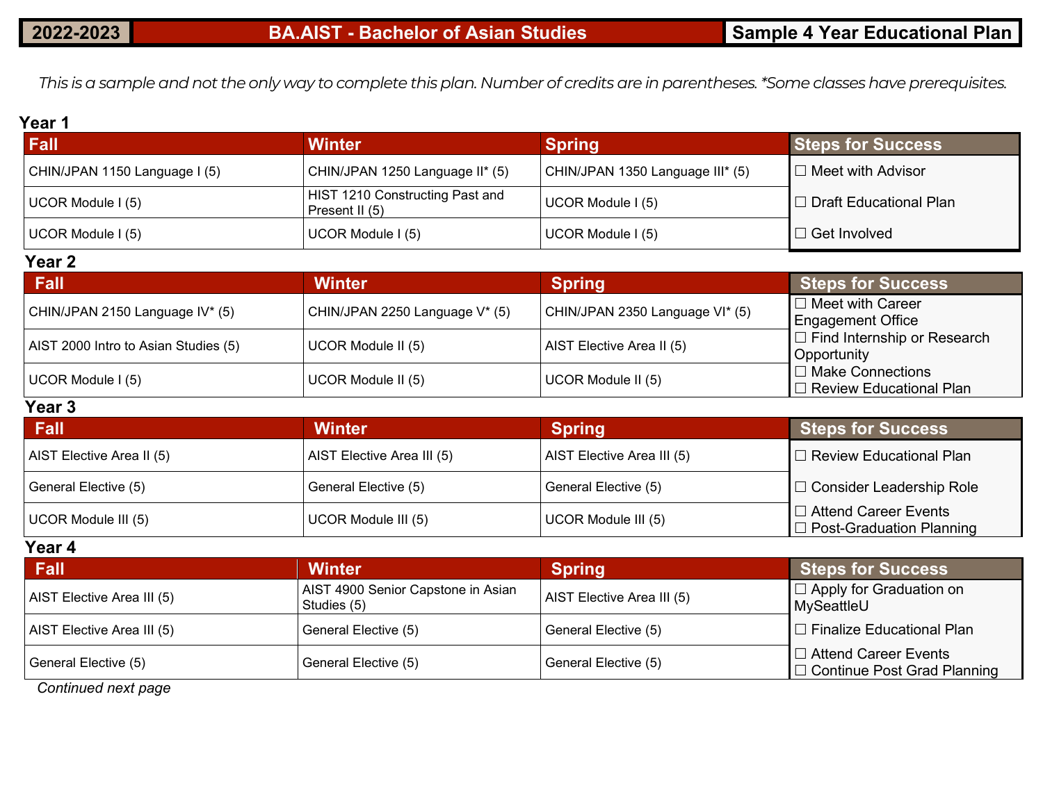# 2022-2023 | BA.AIST - Bachelor of Asian Studies | Sample 4 Year Educational Plan

*This is a sample and not the only way to complete this plan. Number of credits are in parentheses. *Some classes have prerequisites.*

## Year 1

| Fall | Winter | Spring | Steps for Success |
|---|---|---|---|
| CHIN/JPAN 1150 Language I (5) | CHIN/JPAN 1250 Language II* (5) | CHIN/JPAN 1350 Language III* (5) | ☐ Meet with Advisor |
| UCOR Module I (5) | HIST 1210 Constructing Past and Present II (5) | UCOR Module I (5) | ☐ Draft Educational Plan |
| UCOR Module I (5) | UCOR Module I (5) | UCOR Module I (5) | ☐ Get Involved |

## Year 2

| Fall | Winter | Spring | Steps for Success |
|---|---|---|---|
| CHIN/JPAN 2150 Language IV* (5) | CHIN/JPAN 2250 Language V* (5) | CHIN/JPAN 2350 Language VI* (5) | ☐ Meet with Career Engagement Office |
| AIST 2000 Intro to Asian Studies (5) | UCOR Module II (5) | AIST Elective Area II (5) | ☐ Find Internship or Research Opportunity |
| UCOR Module I (5) | UCOR Module II (5) | UCOR Module II (5) | ☐ Make Connections<br>☐ Review Educational Plan |

## Year 3

| Fall | Winter | Spring | Steps for Success |
|---|---|---|---|
| AIST Elective Area II (5) | AIST Elective Area III (5) | AIST Elective Area III (5) | ☐ Review Educational Plan |
| General Elective (5) | General Elective (5) | General Elective (5) | ☐ Consider Leadership Role |
| UCOR Module III (5) | UCOR Module III (5) | UCOR Module III (5) | ☐ Attend Career Events<br>☐ Post-Graduation Planning |

## Year 4

| Fall | Winter | Spring | Steps for Success |
|---|---|---|---|
| AIST Elective Area III (5) | AIST 4900 Senior Capstone in Asian Studies (5) | AIST Elective Area III (5) | ☐ Apply for Graduation on MySeattleU |
| AIST Elective Area III (5) | General Elective (5) | General Elective (5) | ☐ Finalize Educational Plan |
| General Elective (5) | General Elective (5) | General Elective (5) | ☐ Attend Career Events<br>☐ Continue Post Grad Planning |

*Continued next page*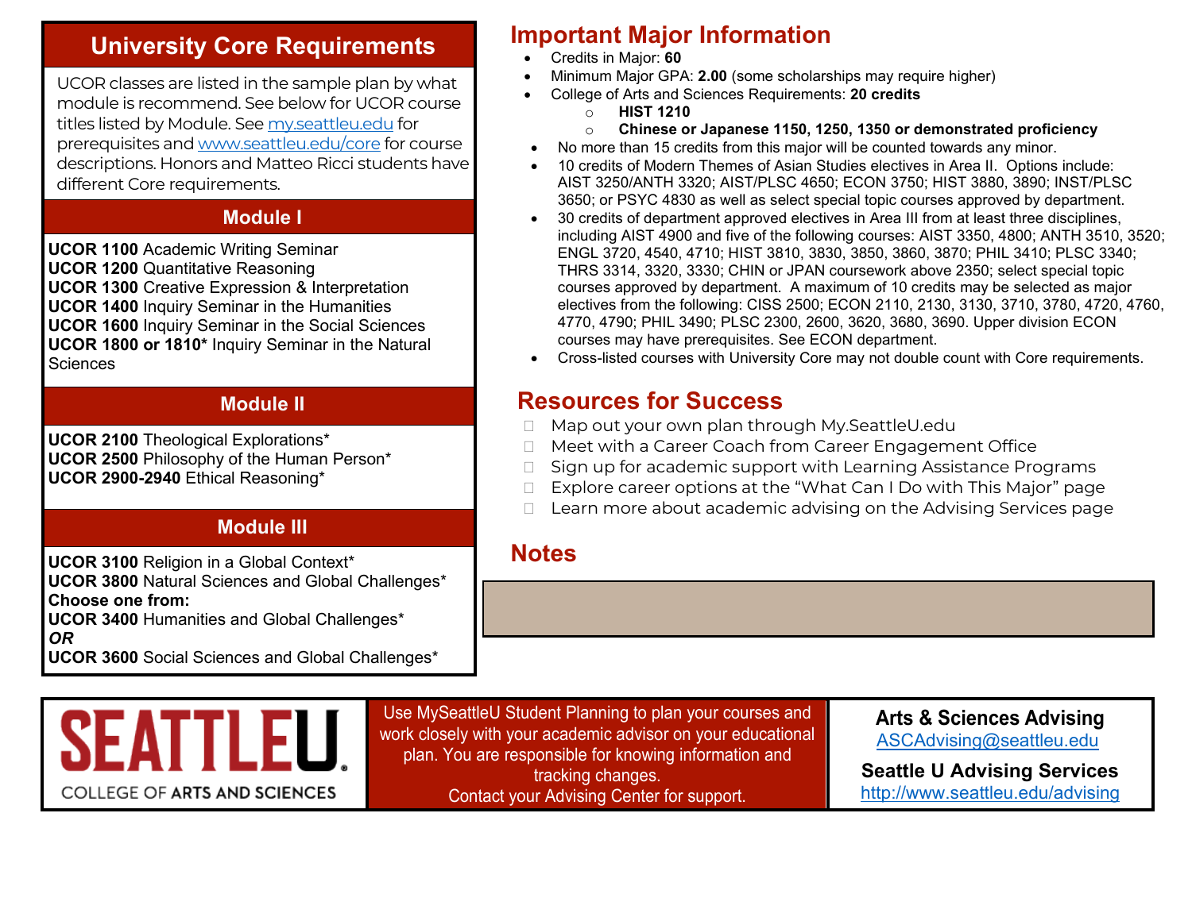## University Core Requirements

UCOR classes are listed in the sample plan by what module is recommend. See below for UCOR course titles listed by Module. See my.seattleu.edu for prerequisites and www.seattleu.edu/core for course descriptions. Honors and Matteo Ricci students have different Core requirements.

### Module I

**UCOR 1100** Academic Writing Seminar
**UCOR 1200** Quantitative Reasoning
**UCOR 1300** Creative Expression & Interpretation
**UCOR 1400** Inquiry Seminar in the Humanities
**UCOR 1600** Inquiry Seminar in the Social Sciences
**UCOR 1800 or 1810*** Inquiry Seminar in the Natural Sciences

### Module II

**UCOR 2100** Theological Explorations*
**UCOR 2500** Philosophy of the Human Person*
**UCOR 2900-2940** Ethical Reasoning*

### Module III

**UCOR 3100** Religion in a Global Context*
**UCOR 3800** Natural Sciences and Global Challenges*
**Choose one from:**
**UCOR 3400** Humanities and Global Challenges*
***OR***
**UCOR 3600** Social Sciences and Global Challenges*

## Important Major Information

- Credits in Major: **60**
- Minimum Major GPA: **2.00** (some scholarships may require higher)
- College of Arts and Sciences Requirements: **20 credits**
  - **HIST 1210**
  - **Chinese or Japanese 1150, 1250, 1350 or demonstrated proficiency**
- No more than 15 credits from this major will be counted towards any minor.
- 10 credits of Modern Themes of Asian Studies electives in Area II. Options include: AIST 3250/ANTH 3320; AIST/PLSC 4650; ECON 3750; HIST 3880, 3890; INST/PLSC 3650; or PSYC 4830 as well as select special topic courses approved by department.
- 30 credits of department approved electives in Area III from at least three disciplines, including AIST 4900 and five of the following courses: AIST 3350, 4800; ANTH 3510, 3520; ENGL 3720, 4540, 4710; HIST 3810, 3830, 3850, 3860, 3870; PHIL 3410; PLSC 3340; THRS 3314, 3320, 3330; CHIN or JPAN coursework above 2350; select special topic courses approved by department. A maximum of 10 credits may be selected as major electives from the following: CISS 2500; ECON 2110, 2130, 3130, 3710, 3780, 4720, 4760, 4770, 4790; PHIL 3490; PLSC 2300, 2600, 3620, 3680, 3690. Upper division ECON courses may have prerequisites. See ECON department.
- Cross-listed courses with University Core may not double count with Core requirements.

## Resources for Success

- Map out your own plan through My.SeattleU.edu
- Meet with a Career Coach from Career Engagement Office
- Sign up for academic support with Learning Assistance Programs
- Explore career options at the "What Can I Do with This Major" page
- Learn more about academic advising on the Advising Services page

## Notes

SEATTLEU
COLLEGE OF ARTS AND SCIENCES

Use MySeattleU Student Planning to plan your courses and work closely with your academic advisor on your educational plan. You are responsible for knowing information and tracking changes.
Contact your Advising Center for support.

**Arts & Sciences Advising**
ASCAdvising@seattleu.edu

**Seattle U Advising Services**
http://www.seattleu.edu/advising